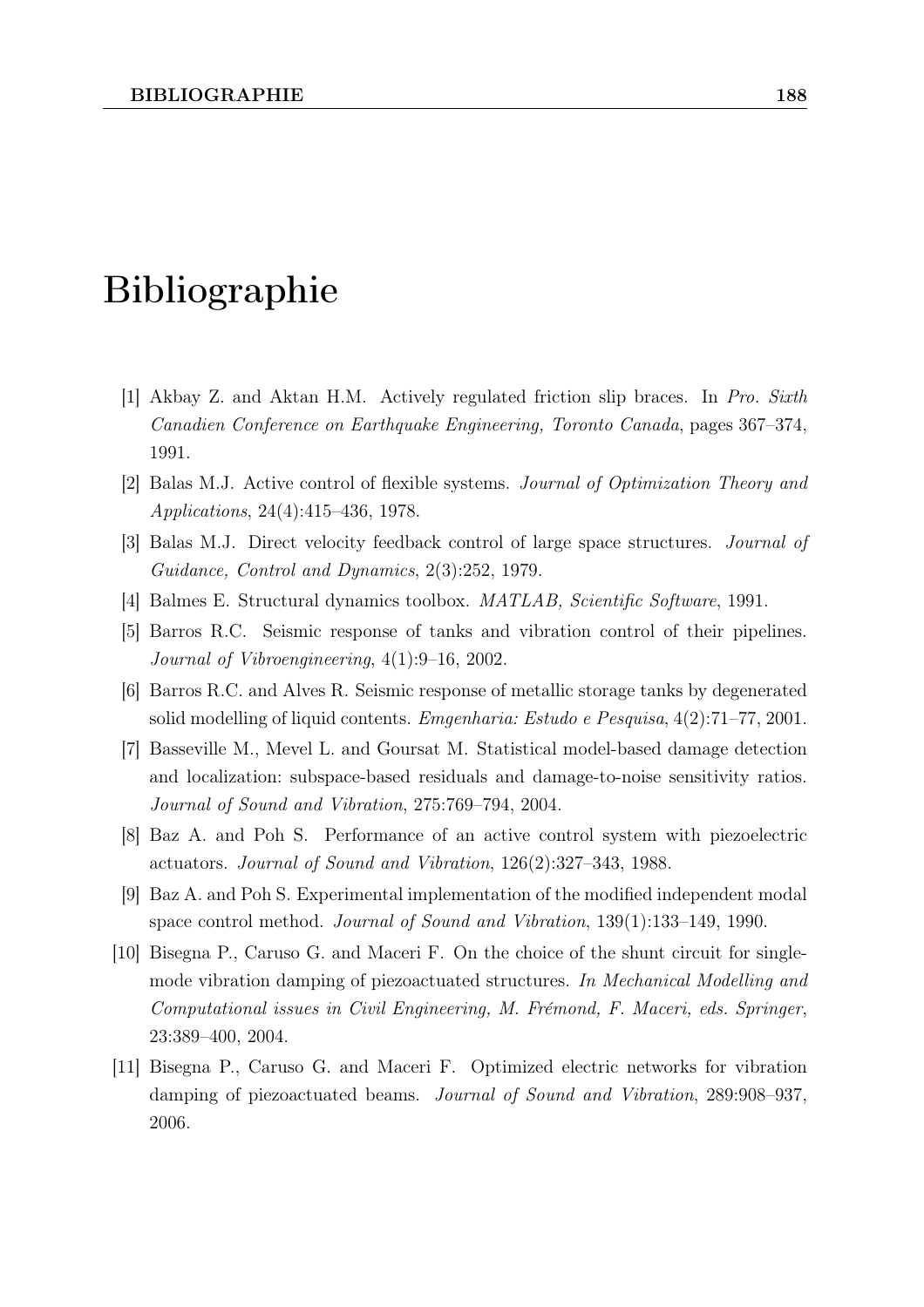# Bibliographie

[1] Akbay Z. and Aktan H.M. Actively regulated friction slip braces. In *Pro. Sixth Canadien Conference on Earthquake Engineering, Toronto Canada*, pages 367–374, 1991.

[2] Balas M.J. Active control of flexible systems. *Journal of Optimization Theory and Applications*, 24(4):415–436, 1978.

[3] Balas M.J. Direct velocity feedback control of large space structures. *Journal of Guidance, Control and Dynamics*, 2(3):252, 1979.

[4] Balmes E. Structural dynamics toolbox. *MATLAB, Scientific Software*, 1991.

[5] Barros R.C. Seismic response of tanks and vibration control of their pipelines. *Journal of Vibroengineering*, 4(1):9–16, 2002.

[6] Barros R.C. and Alves R. Seismic response of metallic storage tanks by degenerated solid modelling of liquid contents. *Emgenharia: Estudo e Pesquisa*, 4(2):71–77, 2001.

[7] Basseville M., Mevel L. and Goursat M. Statistical model-based damage detection and localization: subspace-based residuals and damage-to-noise sensitivity ratios. *Journal of Sound and Vibration*, 275:769–794, 2004.

[8] Baz A. and Poh S. Performance of an active control system with piezoelectric actuators. *Journal of Sound and Vibration*, 126(2):327–343, 1988.

[9] Baz A. and Poh S. Experimental implementation of the modified independent modal space control method. *Journal of Sound and Vibration*, 139(1):133–149, 1990.

[10] Bisegna P., Caruso G. and Maceri F. On the choice of the shunt circuit for single-mode vibration damping of piezoactuated structures. *In Mechanical Modelling and Computational issues in Civil Engineering, M. Frémond, F. Maceri, eds. Springer*, 23:389–400, 2004.

[11] Bisegna P., Caruso G. and Maceri F. Optimized electric networks for vibration damping of piezoactuated beams. *Journal of Sound and Vibration*, 289:908–937, 2006.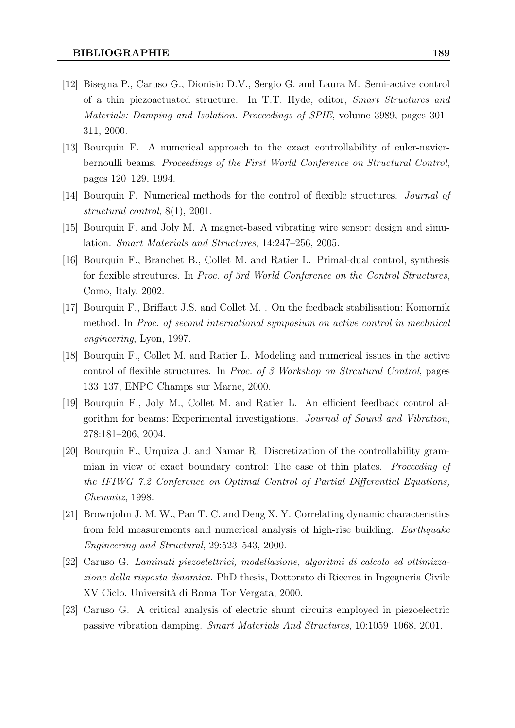[12] Bisegna P., Caruso G., Dionisio D.V., Sergio G. and Laura M. Semi-active control of a thin piezoactuated structure. In T.T. Hyde, editor, *Smart Structures and Materials: Damping and Isolation. Proceedings of SPIE*, volume 3989, pages 301–311, 2000.

[13] Bourquin F. A numerical approach to the exact controllability of euler-navier-bernoulli beams. *Proceedings of the First World Conference on Structural Control*, pages 120–129, 1994.

[14] Bourquin F. Numerical methods for the control of flexible structures. *Journal of structural control*, 8(1), 2001.

[15] Bourquin F. and Joly M. A magnet-based vibrating wire sensor: design and simulation. *Smart Materials and Structures*, 14:247–256, 2005.

[16] Bourquin F., Branchet B., Collet M. and Ratier L. Primal-dual control, synthesis for flexible strcutures. In *Proc. of 3rd World Conference on the Control Structures*, Como, Italy, 2002.

[17] Bourquin F., Briffaut J.S. and Collet M. . On the feedback stabilisation: Komornik method. In *Proc. of second international symposium on active control in mechnical engineering*, Lyon, 1997.

[18] Bourquin F., Collet M. and Ratier L. Modeling and numerical issues in the active control of flexible structures. In *Proc. of 3 Workshop on Strcutural Control*, pages 133–137, ENPC Champs sur Marne, 2000.

[19] Bourquin F., Joly M., Collet M. and Ratier L. An efficient feedback control algorithm for beams: Experimental investigations. *Journal of Sound and Vibration*, 278:181–206, 2004.

[20] Bourquin F., Urquiza J. and Namar R. Discretization of the controllability grammian in view of exact boundary control: The case of thin plates. *Proceeding of the IFIWG 7.2 Conference on Optimal Control of Partial Differential Equations, Chemnitz*, 1998.

[21] Brownjohn J. M. W., Pan T. C. and Deng X. Y. Correlating dynamic characteristics from feld measurements and numerical analysis of high-rise building. *Earthquake Engineering and Structural*, 29:523–543, 2000.

[22] Caruso G. *Laminati piezoelettrici, modellazione, algoritmi di calcolo ed ottimizzazione della risposta dinamica*. PhD thesis, Dottorato di Ricerca in Ingegneria Civile XV Ciclo. Università di Roma Tor Vergata, 2000.

[23] Caruso G. A critical analysis of electric shunt circuits employed in piezoelectric passive vibration damping. *Smart Materials And Structures*, 10:1059–1068, 2001.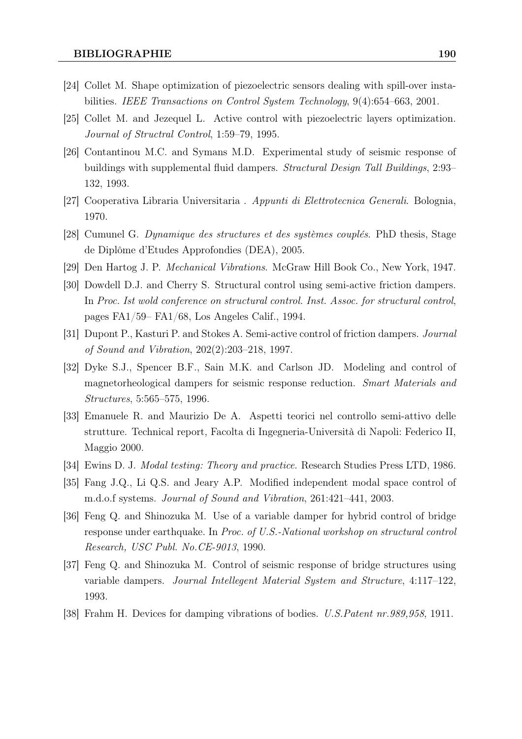[24] Collet M. Shape optimization of piezoelectric sensors dealing with spill-over instabilities. *IEEE Transactions on Control System Technology*, 9(4):654–663, 2001.

[25] Collet M. and Jezequel L. Active control with piezoelectric layers optimization. *Journal of Structral Control*, 1:59–79, 1995.

[26] Contantinou M.C. and Symans M.D. Experimental study of seismic response of buildings with supplemental fluid dampers. *Structural Design Tall Buildings*, 2:93–132, 1993.

[27] Cooperativa Libraria Universitaria . *Appunti di Elettrotecnica Generali*. Bolognia, 1970.

[28] Cumunel G. *Dynamique des structures et des systèmes couplés*. PhD thesis, Stage de Diplôme d'Etudes Approfondies (DEA), 2005.

[29] Den Hartog J. P. *Mechanical Vibrations*. McGraw Hill Book Co., New York, 1947.

[30] Dowdell D.J. and Cherry S. Structural control using semi-active friction dampers. In *Proc. Ist wold conference on structural control. Inst. Assoc. for structural control*, pages FA1/59– FA1/68, Los Angeles Calif., 1994.

[31] Dupont P., Kasturi P. and Stokes A. Semi-active control of friction dampers. *Journal of Sound and Vibration*, 202(2):203–218, 1997.

[32] Dyke S.J., Spencer B.F., Sain M.K. and Carlson JD. Modeling and control of magnetorheological dampers for seismic response reduction. *Smart Materials and Structures*, 5:565–575, 1996.

[33] Emanuele R. and Maurizio De A. Aspetti teorici nel controllo semi-attivo delle strutture. Technical report, Facolta di Ingegneria-Università di Napoli: Federico II, Maggio 2000.

[34] Ewins D. J. *Modal testing: Theory and practice*. Research Studies Press LTD, 1986.

[35] Fang J.Q., Li Q.S. and Jeary A.P. Modified independent modal space control of m.d.o.f systems. *Journal of Sound and Vibration*, 261:421–441, 2003.

[36] Feng Q. and Shinozuka M. Use of a variable damper for hybrid control of bridge response under earthquake. In *Proc. of U.S.-National workshop on structural control Research, USC Publ. No.CE-9013*, 1990.

[37] Feng Q. and Shinozuka M. Control of seismic response of bridge structures using variable dampers. *Journal Intellegent Material System and Structure*, 4:117–122, 1993.

[38] Frahm H. Devices for damping vibrations of bodies. *U.S.Patent nr.989,958*, 1911.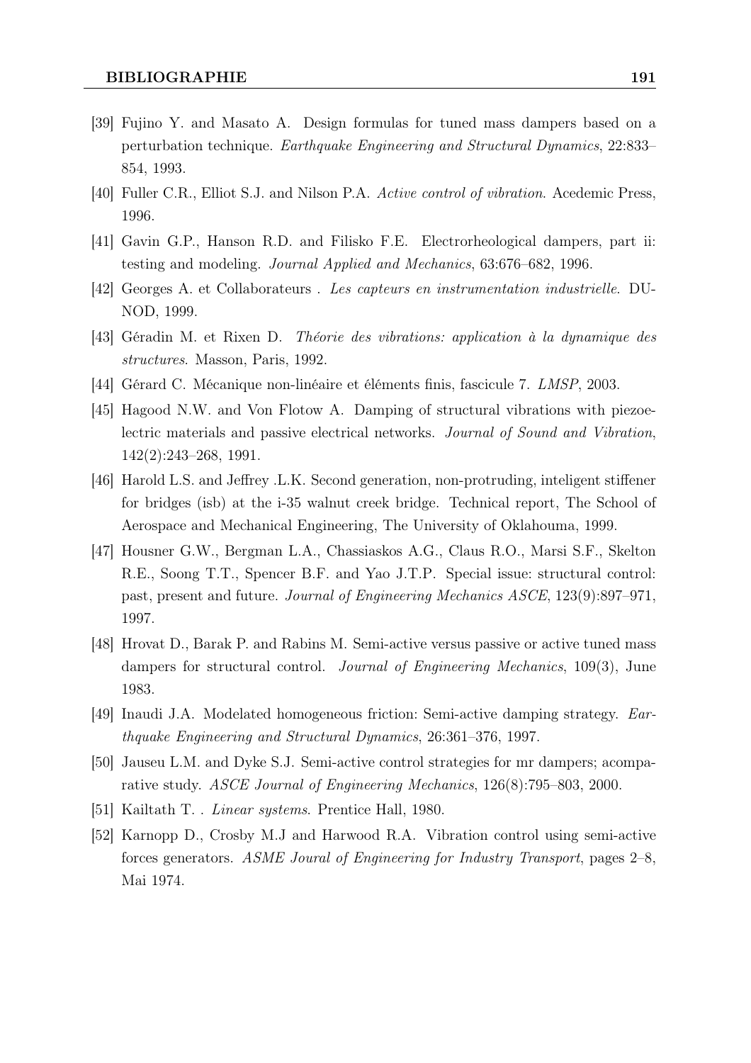[39] Fujino Y. and Masato A. Design formulas for tuned mass dampers based on a perturbation technique. *Earthquake Engineering and Structural Dynamics*, 22:833–854, 1993.

[40] Fuller C.R., Elliot S.J. and Nilson P.A. *Active control of vibration*. Acedemic Press, 1996.

[41] Gavin G.P., Hanson R.D. and Filisko F.E. Electrorheological dampers, part ii: testing and modeling. *Journal Applied and Mechanics*, 63:676–682, 1996.

[42] Georges A. et Collaborateurs . *Les capteurs en instrumentation industrielle*. DUNOD, 1999.

[43] Géradin M. et Rixen D. *Théorie des vibrations: application à la dynamique des structures*. Masson, Paris, 1992.

[44] Gérard C. Mécanique non-linéaire et éléments finis, fascicule 7. *LMSP*, 2003.

[45] Hagood N.W. and Von Flotow A. Damping of structural vibrations with piezoelectric materials and passive electrical networks. *Journal of Sound and Vibration*, 142(2):243–268, 1991.

[46] Harold L.S. and Jeffrey .L.K. Second generation, non-protruding, inteligent stiffener for bridges (isb) at the i-35 walnut creek bridge. Technical report, The School of Aerospace and Mechanical Engineering, The University of Oklahouma, 1999.

[47] Housner G.W., Bergman L.A., Chassiaskos A.G., Claus R.O., Marsi S.F., Skelton R.E., Soong T.T., Spencer B.F. and Yao J.T.P. Special issue: structural control: past, present and future. *Journal of Engineering Mechanics ASCE*, 123(9):897–971, 1997.

[48] Hrovat D., Barak P. and Rabins M. Semi-active versus passive or active tuned mass dampers for structural control. *Journal of Engineering Mechanics*, 109(3), June 1983.

[49] Inaudi J.A. Modelated homogeneous friction: Semi-active damping strategy. *Earthquake Engineering and Structural Dynamics*, 26:361–376, 1997.

[50] Jauseu L.M. and Dyke S.J. Semi-active control strategies for mr dampers; acomparative study. *ASCE Journal of Engineering Mechanics*, 126(8):795–803, 2000.

[51] Kailtath T. . *Linear systems*. Prentice Hall, 1980.

[52] Karnopp D., Crosby M.J and Harwood R.A. Vibration control using semi-active forces generators. *ASME Joural of Engineering for Industry Transport*, pages 2–8, Mai 1974.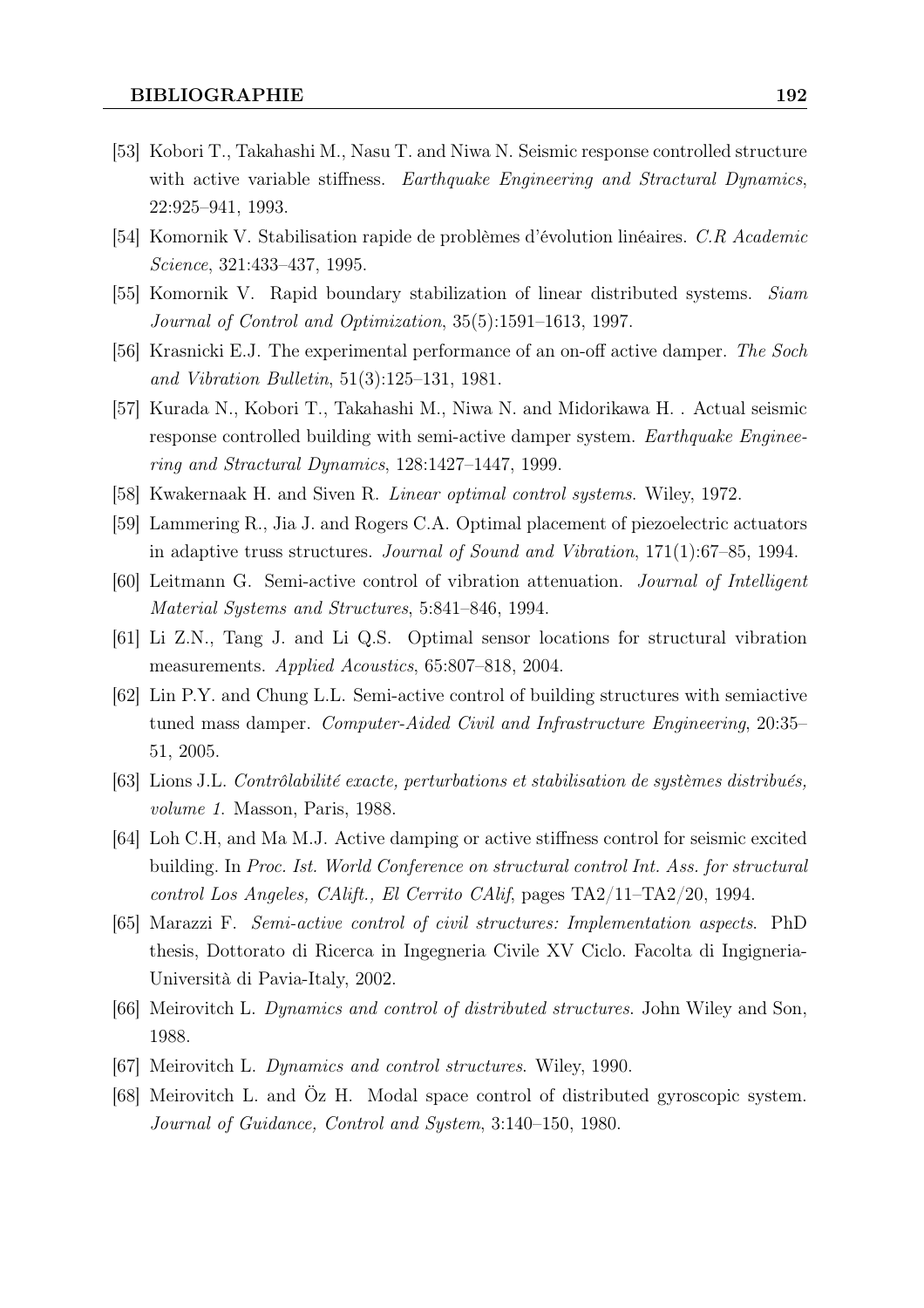[53] Kobori T., Takahashi M., Nasu T. and Niwa N. Seismic response controlled structure with active variable stiffness. *Earthquake Engineering and Stractural Dynamics*, 22:925–941, 1993.

[54] Komornik V. Stabilisation rapide de problèmes d'évolution linéaires. *C.R Academic Science*, 321:433–437, 1995.

[55] Komornik V. Rapid boundary stabilization of linear distributed systems. *Siam Journal of Control and Optimization*, 35(5):1591–1613, 1997.

[56] Krasnicki E.J. The experimental performance of an on-off active damper. *The Soch and Vibration Bulletin*, 51(3):125–131, 1981.

[57] Kurada N., Kobori T., Takahashi M., Niwa N. and Midorikawa H. . Actual seismic response controlled building with semi-active damper system. *Earthquake Engineering and Stractural Dynamics*, 128:1427–1447, 1999.

[58] Kwakernaak H. and Siven R. *Linear optimal control systems*. Wiley, 1972.

[59] Lammering R., Jia J. and Rogers C.A. Optimal placement of piezoelectric actuators in adaptive truss structures. *Journal of Sound and Vibration*, 171(1):67–85, 1994.

[60] Leitmann G. Semi-active control of vibration attenuation. *Journal of Intelligent Material Systems and Structures*, 5:841–846, 1994.

[61] Li Z.N., Tang J. and Li Q.S. Optimal sensor locations for structural vibration measurements. *Applied Acoustics*, 65:807–818, 2004.

[62] Lin P.Y. and Chung L.L. Semi-active control of building structures with semiactive tuned mass damper. *Computer-Aided Civil and Infrastructure Engineering*, 20:35–51, 2005.

[63] Lions J.L. *Contrôlabilité exacte, perturbations et stabilisation de systèmes distribués, volume 1*. Masson, Paris, 1988.

[64] Loh C.H, and Ma M.J. Active damping or active stiffness control for seismic excited building. In *Proc. Ist. World Conference on structural control Int. Ass. for structural control Los Angeles, CAlift., El Cerrito CAlif*, pages TA2/11–TA2/20, 1994.

[65] Marazzi F. *Semi-active control of civil structures: Implementation aspects*. PhD thesis, Dottorato di Ricerca in Ingegneria Civile XV Ciclo. Facolta di Ingigneria-Università di Pavia-Italy, 2002.

[66] Meirovitch L. *Dynamics and control of distributed structures*. John Wiley and Son, 1988.

[67] Meirovitch L. *Dynamics and control structures*. Wiley, 1990.

[68] Meirovitch L. and Öz H. Modal space control of distributed gyroscopic system. *Journal of Guidance, Control and System*, 3:140–150, 1980.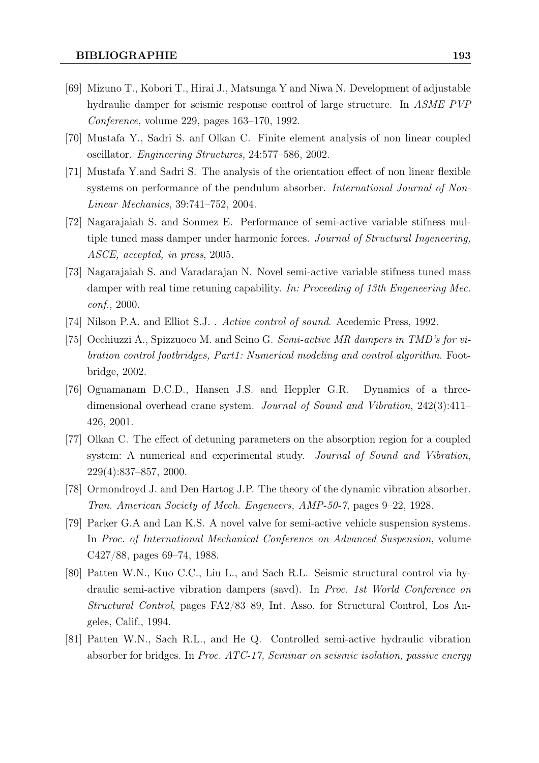- [69] Mizuno T., Kobori T., Hirai J., Matsunga Y and Niwa N. Development of adjustable hydraulic damper for seismic response control of large structure. In *ASME PVP Conference*, volume 229, pages 163–170, 1992.
- [70] Mustafa Y., Sadri S. anf Olkan C. Finite element analysis of non linear coupled oscillator. *Engineering Structures*, 24:577–586, 2002.
- [71] Mustafa Y.and Sadri S. The analysis of the orientation effect of non linear flexible systems on performance of the pendulum absorber. *International Journal of Non-Linear Mechanics*, 39:741–752, 2004.
- [72] Nagarajaiah S. and Sonmez E. Performance of semi-active variable stifness multiple tuned mass damper under harmonic forces. *Journal of Structural Ingeneering, ASCE, accepted, in press*, 2005.
- [73] Nagarajaiah S. and Varadarajan N. Novel semi-active variable stifness tuned mass damper with real time retuning capability. *In: Proceeding of 13th Engeneering Mec. conf.*, 2000.
- [74] Nilson P.A. and Elliot S.J. . *Active control of sound*. Acedemic Press, 1992.
- [75] Occhiuzzi A., Spizzuoco M. and Seino G. *Semi-active MR dampers in TMD's for vibration control footbridges, Part1: Numerical modeling and control algorithm*. Footbridge, 2002.
- [76] Oguamanam D.C.D., Hansen J.S. and Heppler G.R. Dynamics of a three-dimensional overhead crane system. *Journal of Sound and Vibration*, 242(3):411–426, 2001.
- [77] Olkan C. The effect of detuning parameters on the absorption region for a coupled system: A numerical and experimental study. *Journal of Sound and Vibration*, 229(4):837–857, 2000.
- [78] Ormondroyd J. and Den Hartog J.P. The theory of the dynamic vibration absorber. *Tran. American Society of Mech. Engeneers, AMP-50-7*, pages 9–22, 1928.
- [79] Parker G.A and Lan K.S. A novel valve for semi-active vehicle suspension systems. In *Proc. of International Mechanical Conference on Advanced Suspension*, volume C427/88, pages 69–74, 1988.
- [80] Patten W.N., Kuo C.C., Liu L., and Sach R.L. Seismic structural control via hydraulic semi-active vibration dampers (savd). In *Proc. 1st World Conference on Structural Control*, pages FA2/83–89, Int. Asso. for Structural Control, Los Angeles, Calif., 1994.
- [81] Patten W.N., Sach R.L., and He Q. Controlled semi-active hydraulic vibration absorber for bridges. In *Proc. ATC-17, Seminar on seismic isolation, passive energy*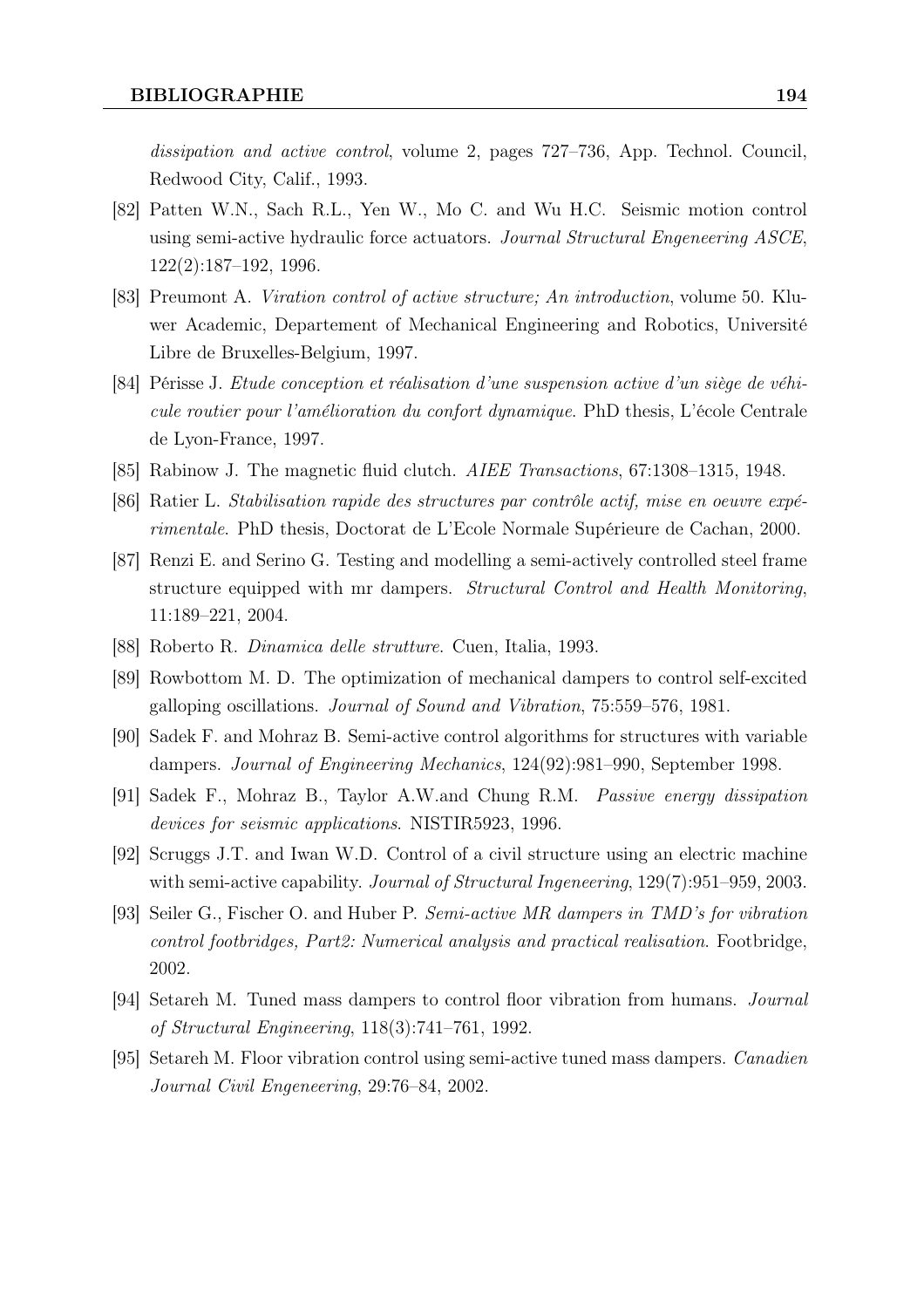*dissipation and active control*, volume 2, pages 727–736, App. Technol. Council, Redwood City, Calif., 1993.

[82] Patten W.N., Sach R.L., Yen W., Mo C. and Wu H.C. Seismic motion control using semi-active hydraulic force actuators. *Journal Structural Engeneering ASCE*, 122(2):187–192, 1996.

[83] Preumont A. *Viration control of active structure; An introduction*, volume 50. Kluwer Academic, Departement of Mechanical Engineering and Robotics, Université Libre de Bruxelles-Belgium, 1997.

[84] Périsse J. *Etude conception et réalisation d'une suspension active d'un siège de véhicule routier pour l'amélioration du confort dynamique*. PhD thesis, L'école Centrale de Lyon-France, 1997.

[85] Rabinow J. The magnetic fluid clutch. *AIEE Transactions*, 67:1308–1315, 1948.

[86] Ratier L. *Stabilisation rapide des structures par contrôle actif, mise en oeuvre expérimentale*. PhD thesis, Doctorat de L'Ecole Normale Supérieure de Cachan, 2000.

[87] Renzi E. and Serino G. Testing and modelling a semi-actively controlled steel frame structure equipped with mr dampers. *Structural Control and Health Monitoring*, 11:189–221, 2004.

[88] Roberto R. *Dinamica delle strutture*. Cuen, Italia, 1993.

[89] Rowbottom M. D. The optimization of mechanical dampers to control self-excited galloping oscillations. *Journal of Sound and Vibration*, 75:559–576, 1981.

[90] Sadek F. and Mohraz B. Semi-active control algorithms for structures with variable dampers. *Journal of Engineering Mechanics*, 124(92):981–990, September 1998.

[91] Sadek F., Mohraz B., Taylor A.W.and Chung R.M. *Passive energy dissipation devices for seismic applications*. NISTIR5923, 1996.

[92] Scruggs J.T. and Iwan W.D. Control of a civil structure using an electric machine with semi-active capability. *Journal of Structural Ingeneering*, 129(7):951–959, 2003.

[93] Seiler G., Fischer O. and Huber P. *Semi-active MR dampers in TMD's for vibration control footbridges, Part2: Numerical analysis and practical realisation*. Footbridge, 2002.

[94] Setareh M. Tuned mass dampers to control floor vibration from humans. *Journal of Structural Engineering*, 118(3):741–761, 1992.

[95] Setareh M. Floor vibration control using semi-active tuned mass dampers. *Canadien Journal Civil Engeneering*, 29:76–84, 2002.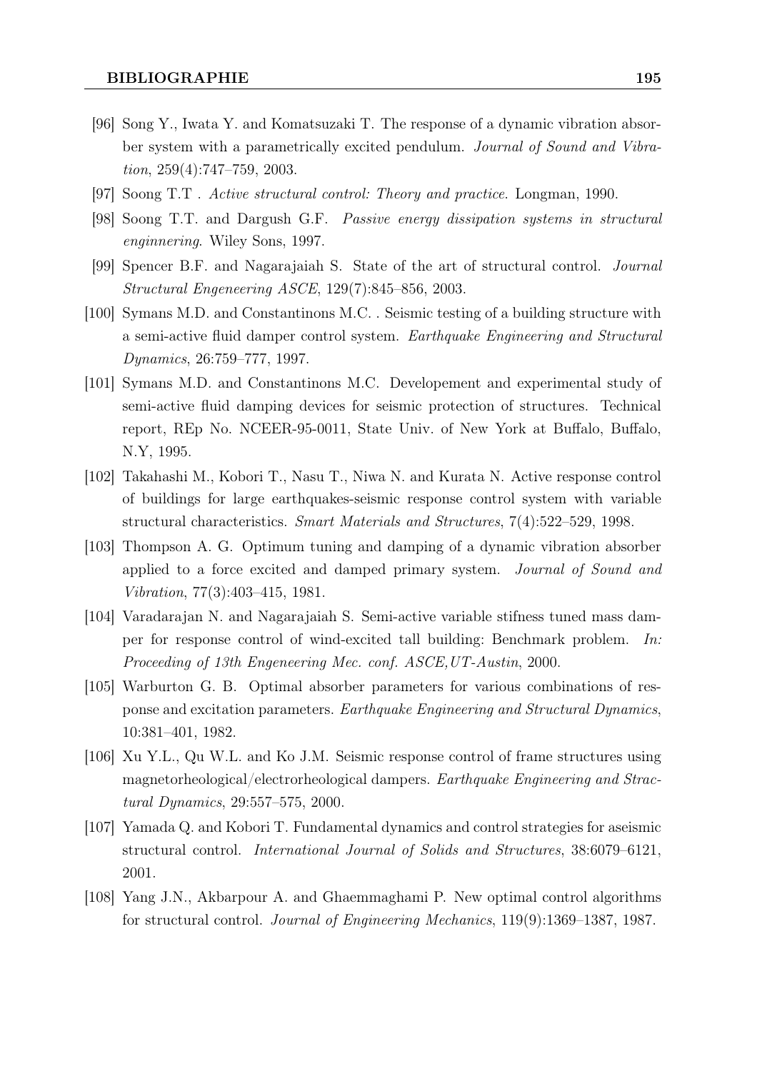[96] Song Y., Iwata Y. and Komatsuzaki T. The response of a dynamic vibration absorber system with a parametrically excited pendulum. *Journal of Sound and Vibration*, 259(4):747–759, 2003.

[97] Soong T.T . *Active structural control: Theory and practice*. Longman, 1990.

[98] Soong T.T. and Dargush G.F. *Passive energy dissipation systems in structural enginnering*. Wiley Sons, 1997.

[99] Spencer B.F. and Nagarajaiah S. State of the art of structural control. *Journal Structural Engeneering ASCE*, 129(7):845–856, 2003.

[100] Symans M.D. and Constantinons M.C. . Seismic testing of a building structure with a semi-active fluid damper control system. *Earthquake Engineering and Structural Dynamics*, 26:759–777, 1997.

[101] Symans M.D. and Constantinons M.C. Developement and experimental study of semi-active fluid damping devices for seismic protection of structures. Technical report, REp No. NCEER-95-0011, State Univ. of New York at Buffalo, Buffalo, N.Y, 1995.

[102] Takahashi M., Kobori T., Nasu T., Niwa N. and Kurata N. Active response control of buildings for large earthquakes-seismic response control system with variable structural characteristics. *Smart Materials and Structures*, 7(4):522–529, 1998.

[103] Thompson A. G. Optimum tuning and damping of a dynamic vibration absorber applied to a force excited and damped primary system. *Journal of Sound and Vibration*, 77(3):403–415, 1981.

[104] Varadarajan N. and Nagarajaiah S. Semi-active variable stifness tuned mass damper for response control of wind-excited tall building: Benchmark problem. *In: Proceeding of 13th Engeneering Mec. conf. ASCE,UT-Austin*, 2000.

[105] Warburton G. B. Optimal absorber parameters for various combinations of response and excitation parameters. *Earthquake Engineering and Structural Dynamics*, 10:381–401, 1982.

[106] Xu Y.L., Qu W.L. and Ko J.M. Seismic response control of frame structures using magnetorheological/electrorheological dampers. *Earthquake Engineering and Stractural Dynamics*, 29:557–575, 2000.

[107] Yamada Q. and Kobori T. Fundamental dynamics and control strategies for aseismic structural control. *International Journal of Solids and Structures*, 38:6079–6121, 2001.

[108] Yang J.N., Akbarpour A. and Ghaemmaghami P. New optimal control algorithms for structural control. *Journal of Engineering Mechanics*, 119(9):1369–1387, 1987.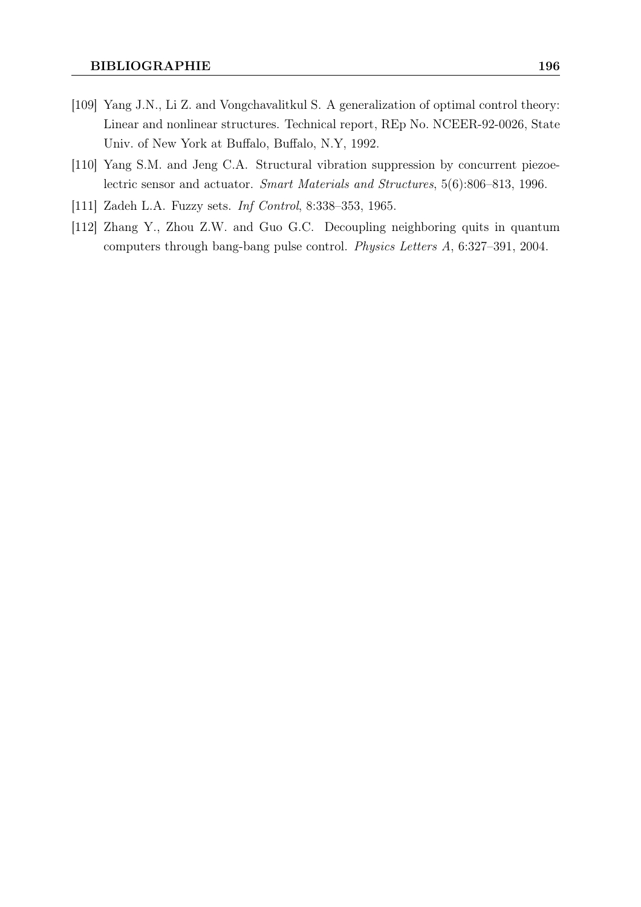[109] Yang J.N., Li Z. and Vongchavalitkul S. A generalization of optimal control theory: Linear and nonlinear structures. Technical report, REp No. NCEER-92-0026, State Univ. of New York at Buffalo, Buffalo, N.Y, 1992.

[110] Yang S.M. and Jeng C.A. Structural vibration suppression by concurrent piezoelectric sensor and actuator. *Smart Materials and Structures*, 5(6):806–813, 1996.

[111] Zadeh L.A. Fuzzy sets. *Inf Control*, 8:338–353, 1965.

[112] Zhang Y., Zhou Z.W. and Guo G.C. Decoupling neighboring quits in quantum computers through bang-bang pulse control. *Physics Letters A*, 6:327–391, 2004.